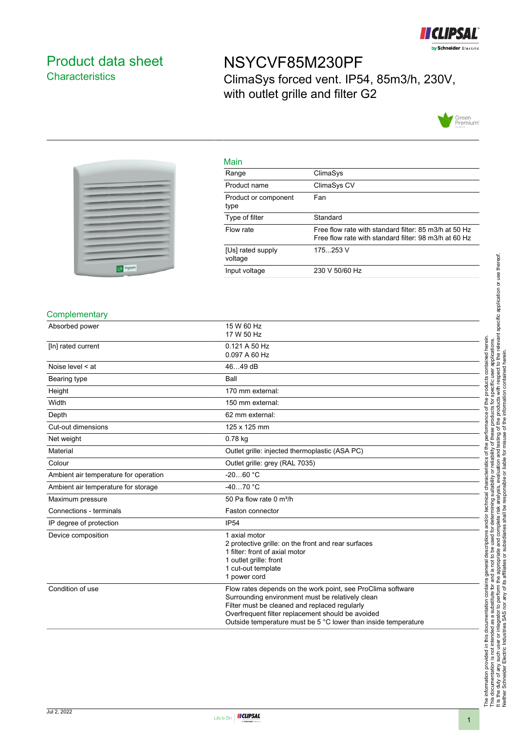# Product data sheet

## Characteristics

# NSYCVF85M230PF

ClimaSys forced vent. IP54, 85m3/h, 230V, with outlet grille and filter G2

## Main

| | |
|---|---|
| Range | ClimaSys |
| Product name | ClimaSys CV |
| Product or component type | Fan |
| Type of filter | Standard |
| Flow rate | Free flow rate with standard filter: 85 m3/h at 50 Hz<br>Free flow rate with standard filter: 98 m3/h at 60 Hz |
| [Us] rated supply voltage | 175...253 V |
| Input voltage | 230 V 50/60 Hz |

## Complementary

| | |
|---|---|
| Absorbed power | 15 W 60 Hz<br>17 W 50 Hz |
| [In] rated current | 0.121 A 50 Hz<br>0.097 A 60 Hz |
| Noise level < at | 46…49 dB |
| Bearing type | Ball |
| Height | 170 mm external: |
| Width | 150 mm external: |
| Depth | 62 mm external: |
| Cut-out dimensions | 125 x 125 mm |
| Net weight | 0.78 kg |
| Material | Outlet grille: injected thermoplastic (ASA PC) |
| Colour | Outlet grille: grey (RAL 7035) |
| Ambient air temperature for operation | -20…60 °C |
| Ambient air temperature for storage | -40…70 °C |
| Maximum pressure | 50 Pa flow rate 0 m³/h |
| Connections - terminals | Faston connector |
| IP degree of protection | IP54 |
| Device composition | 1 axial motor<br>2 protective grille: on the front and rear surfaces<br>1 filter: front of axial motor<br>1 outlet grille: front<br>1 cut-out template<br>1 power cord |
| Condition of use | Flow rates depends on the work point, see ProClima software<br>Surrounding environment must be relatively clean<br>Filter must be cleaned and replaced regularly<br>Overfrequent filter replacement should be avoided<br>Outside temperature must be 5 °C lower than inside temperature |

The information provided in this documentation contains general descriptions and/or technical characteristics of the performance of the products contained herein. This documentation is not intended as a substitute for and is not to be used for determining suitability or reliability of these products for specific user applications. It is the duty of any such user or integrator to perform the appropriate and complete risk analysis, evaluation and testing of the products with respect to the relevant specific application or use thereof. Neither Schneider Electric Industries SAS nor any of its affiliates or subsidiaries shall be responsible or liable for misuse of the information contained herein.

Jul 2, 2022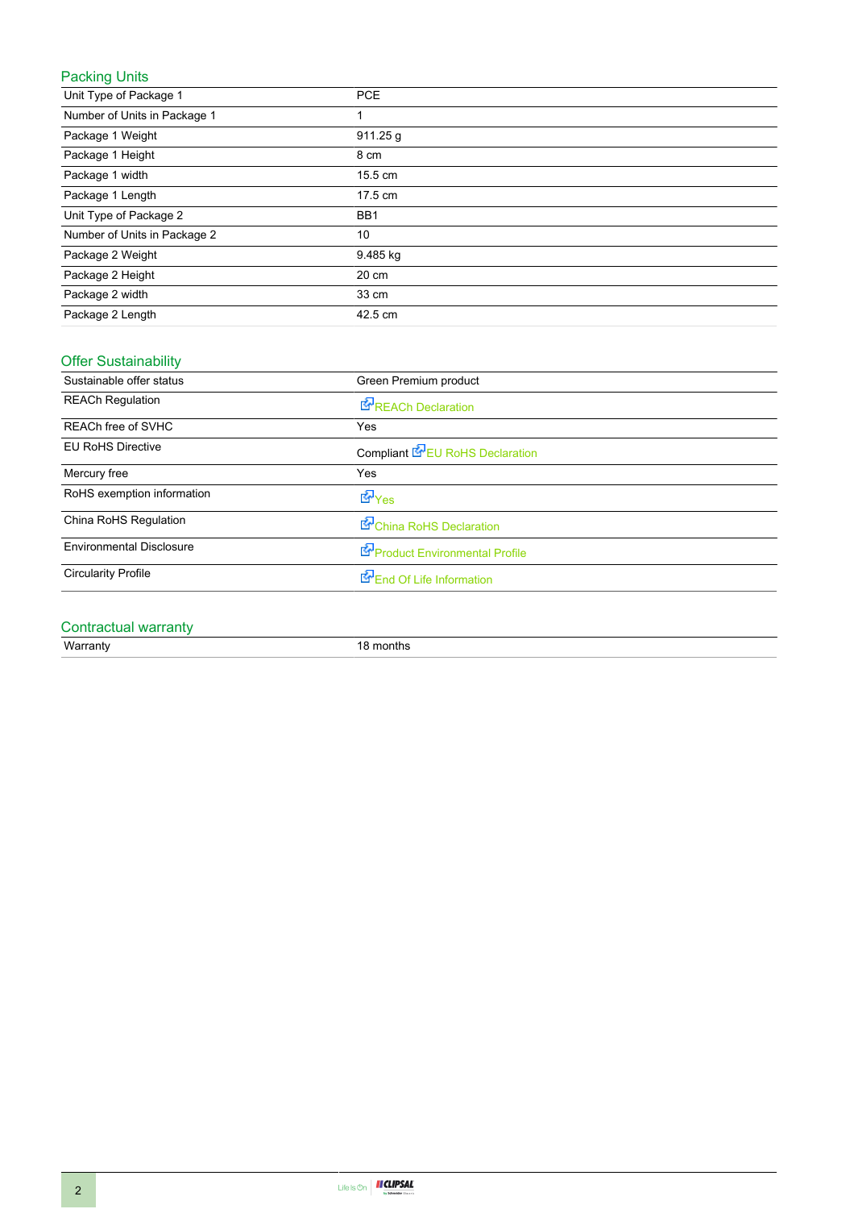## Packing Units

| | |
|---|---|
| Unit Type of Package 1 | PCE |
| Number of Units in Package 1 | 1 |
| Package 1 Weight | 911.25 g |
| Package 1 Height | 8 cm |
| Package 1 width | 15.5 cm |
| Package 1 Length | 17.5 cm |
| Unit Type of Package 2 | BB1 |
| Number of Units in Package 2 | 10 |
| Package 2 Weight | 9.485 kg |
| Package 2 Height | 20 cm |
| Package 2 width | 33 cm |
| Package 2 Length | 42.5 cm |

## Offer Sustainability

| | |
|---|---|
| Sustainable offer status | Green Premium product |
| REACh Regulation | REACh Declaration |
| REACh free of SVHC | Yes |
| EU RoHS Directive | Compliant EU RoHS Declaration |
| Mercury free | Yes |
| RoHS exemption information | Yes |
| China RoHS Regulation | China RoHS Declaration |
| Environmental Disclosure | Product Environmental Profile |
| Circularity Profile | End Of Life Information |

## Contractual warranty

| | |
|---|---|
| Warranty | 18 months |